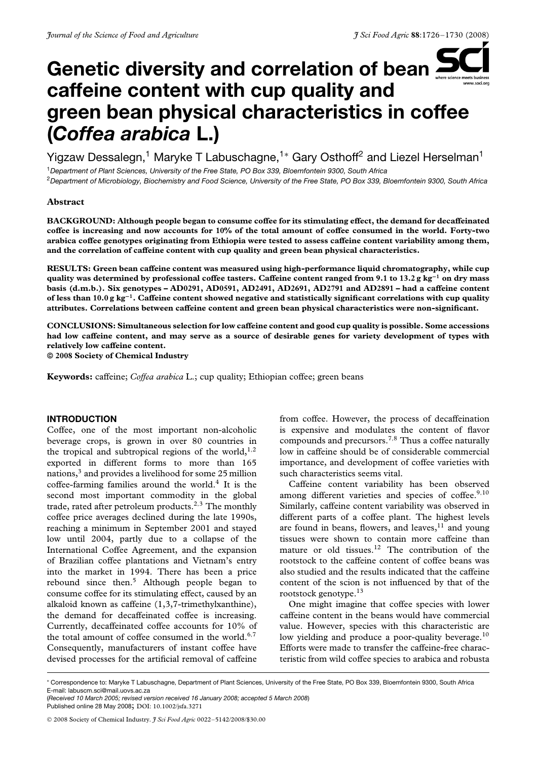# Genetic diversity and correlation of bean caffeine content with cup quality and green bean physical characteristics in coffee (*Coffea arabica* L.)

Yigzaw Dessalegn,[1] Maryke T Labuschagne,[1*] Gary Osthoff[2] and Liezel Herselman[1]

[1] *Department of Plant Sciences, University of the Free State, PO Box 339, Bloemfontein 9300, South Africa*
[2] *Department of Microbiology, Biochemistry and Food Science, University of the Free State, PO Box 339, Bloemfontein 9300, South Africa*

## Abstract

**BACKGROUND: Although people began to consume coffee for its stimulating effect, the demand for decaffeinated coffee is increasing and now accounts for 10% of the total amount of coffee consumed in the world. Forty-two arabica coffee genotypes originating from Ethiopia were tested to assess caffeine content variability among them, and the correlation of caffeine content with cup quality and green bean physical characteristics.**

**RESULTS: Green bean caffeine content was measured using high-performance liquid chromatography, while cup quality was determined by professional coffee tasters. Caffeine content ranged from 9.1 to 13.2 g $kg^{-1}$ on dry mass basis (d.m.b.). Six genotypes – AD0291, AD0591, AD2491, AD2691, AD2791 and AD2891 – had a caffeine content of less than 10.0 g $kg^{-1}$. Caffeine content showed negative and statistically significant correlations with cup quality attributes. Correlations between caffeine content and green bean physical characteristics were non-significant.**

**CONCLUSIONS: Simultaneous selection for low caffeine content and good cup quality is possible. Some accessions had low caffeine content, and may serve as a source of desirable genes for variety development of types with relatively low caffeine content.**
**© 2008 Society of Chemical Industry**

**Keywords:** caffeine; *Coffea arabica* L.; cup quality; Ethiopian coffee; green beans

## INTRODUCTION

Coffee, one of the most important non-alcoholic beverage crops, is grown in over 80 countries in the tropical and subtropical regions of the world,[1,2] exported in different forms to more than 165 nations,[3] and provides a livelihood for some 25 million coffee-farming families around the world.[4] It is the second most important commodity in the global trade, rated after petroleum products.[2,3] The monthly coffee price averages declined during the late 1990s, reaching a minimum in September 2001 and stayed low until 2004, partly due to a collapse of the International Coffee Agreement, and the expansion of Brazilian coffee plantations and Vietnam's entry into the market in 1994. There has been a price rebound since then.[5] Although people began to consume coffee for its stimulating effect, caused by an alkaloid known as caffeine (1,3,7-trimethylxanthine), the demand for decaffeinated coffee is increasing. Currently, decaffeinated coffee accounts for 10% of the total amount of coffee consumed in the world.[6,7] Consequently, manufacturers of instant coffee have devised processes for the artificial removal of caffeine from coffee. However, the process of decaffeination is expensive and modulates the content of flavor compounds and precursors.[7,8] Thus a coffee naturally low in caffeine should be of considerable commercial importance, and development of coffee varieties with such characteristics seems vital.

Caffeine content variability has been observed among different varieties and species of coffee.[9,10] Similarly, caffeine content variability was observed in different parts of a coffee plant. The highest levels are found in beans, flowers, and leaves,[11] and young tissues were shown to contain more caffeine than mature or old tissues.[12] The contribution of the rootstock to the caffeine content of coffee beans was also studied and the results indicated that the caffeine content of the scion is not influenced by that of the rootstock genotype.[13]

One might imagine that coffee species with lower caffeine content in the beans would have commercial value. However, species with this characteristic are low yielding and produce a poor-quality beverage.[10] Efforts were made to transfer the caffeine-free characteristic from wild coffee species to arabica and robusta

\* Correspondence to: Maryke T Labuschagne, Department of Plant Sciences, University of the Free State, PO Box 339, Bloemfontein 9300, South Africa
E-mail: labuscm.sci@mail.uovs.ac.za
(*Received 10 March 2005; revised version received 16 January 2008; accepted 5 March 2008*)
Published online 28 May 2008; DOI: 10.1002/jsfa.3271

© 2008 Society of Chemical Industry. *J Sci Food Agric* 0022–5142/2008/$30.00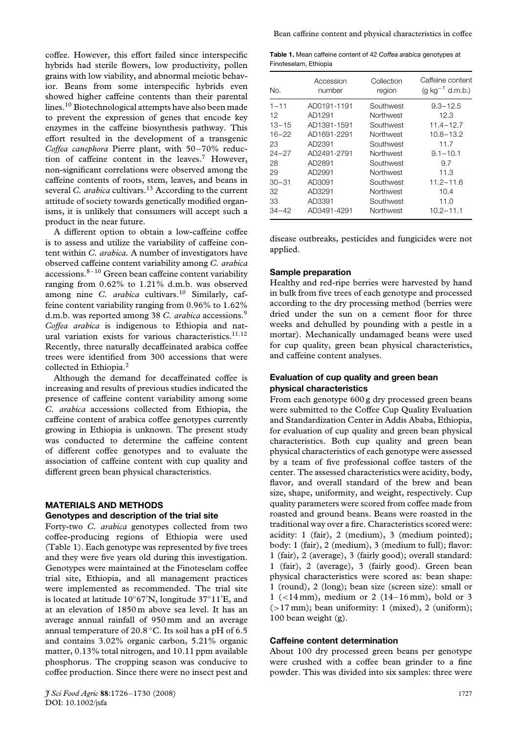coffee. However, this effort failed since interspecific hybrids had sterile flowers, low productivity, pollen grains with low viability, and abnormal meiotic behavior. Beans from some interspecific hybrids even showed higher caffeine contents than their parental lines.[10] Biotechnological attempts have also been made to prevent the expression of genes that encode key enzymes in the caffeine biosynthesis pathway. This effort resulted in the development of a transgenic *Coffea canephora* Pierre plant, with 50–70% reduction of caffeine content in the leaves.[7] However, non-significant correlations were observed among the caffeine contents of roots, stem, leaves, and beans in several *C. arabica* cultivars.[13] According to the current attitude of society towards genetically modified organisms, it is unlikely that consumers will accept such a product in the near future.

A different option to obtain a low-caffeine coffee is to assess and utilize the variability of caffeine content within *C. arabica*. A number of investigators have observed caffeine content variability among *C. arabica* accessions.[8–10] Green bean caffeine content variability ranging from 0.62% to 1.21% d.m.b. was observed among nine *C. arabica* cultivars.[10] Similarly, caffeine content variability ranging from 0.96% to 1.62% d.m.b. was reported among 38 *C. arabica* accessions.[9] *Coffea arabica* is indigenous to Ethiopia and natural variation exists for various characteristics.[11,12] Recently, three naturally decaffeinated arabica coffee trees were identified from 300 accessions that were collected in Ethiopia.[2]

Although the demand for decaffeinated coffee is increasing and results of previous studies indicated the presence of caffeine content variability among some *C. arabica* accessions collected from Ethiopia, the caffeine content of arabica coffee genotypes currently growing in Ethiopia is unknown. The present study was conducted to determine the caffeine content of different coffee genotypes and to evaluate the association of caffeine content with cup quality and different green bean physical characteristics.

## MATERIALS AND METHODS

### Genotypes and description of the trial site

Forty-two *C. arabica* genotypes collected from two coffee-producing regions of Ethiopia were used (Table 1). Each genotype was represented by five trees and they were five years old during this investigation. Genotypes were maintained at the Finoteselam coffee trial site, Ethiopia, and all management practices were implemented as recommended. The trial site is located at latitude 10°67′N, longitude 37°11′E, and at an elevation of 1850 m above sea level. It has an average annual rainfall of 950 mm and an average annual temperature of 20.8 °C. Its soil has a pH of 6.5 and contains 3.02% organic carbon, 5.21% organic matter, 0.13% total nitrogen, and 10.11 ppm available phosphorus. The cropping season was conducive to coffee production. Since there were no insect pest and disease outbreaks, pesticides and fungicides were not applied.

**Table 1.** Mean caffeine content of 42 *Coffea arabica* genotypes at Finoteselam, Ethiopia

| No. | Accession number | Collection region | Caffeine content (g $kg^{-1}$ d.m.b.) |
|---|---|---|---|
| 1–11 | AD0191-1191 | Southwest | 9.3–12.5 |
| 12 | AD1291 | Northwest | 12.3 |
| 13–15 | AD1391-1591 | Southwest | 11.4–12.7 |
| 16–22 | AD1691-2291 | Northwest | 10.8–13.2 |
| 23 | AD2391 | Southwest | 11.7 |
| 24–27 | AD2491-2791 | Northwest | 9.1–10.1 |
| 28 | AD2891 | Southwest | 9.7 |
| 29 | AD2991 | Northwest | 11.3 |
| 30–31 | AD3091 | Southwest | 11.2–11.6 |
| 32 | AD3291 | Northwest | 10.4 |
| 33 | AD3391 | Southwest | 11.0 |
| 34–42 | AD3491-4291 | Northwest | 10.2–11.1 |

### Sample preparation

Healthy and red-ripe berries were harvested by hand in bulk from five trees of each genotype and processed according to the dry processing method (berries were dried under the sun on a cement floor for three weeks and dehulled by pounding with a pestle in a mortar). Mechanically undamaged beans were used for cup quality, green bean physical characteristics, and caffeine content analyses.

### Evaluation of cup quality and green bean physical characteristics

From each genotype 600 g dry processed green beans were submitted to the Coffee Cup Quality Evaluation and Standardization Center in Addis Ababa, Ethiopia, for evaluation of cup quality and green bean physical characteristics. Both cup quality and green bean physical characteristics of each genotype were assessed by a team of five professional coffee tasters of the center. The assessed characteristics were acidity, body, flavor, and overall standard of the brew and bean size, shape, uniformity, and weight, respectively. Cup quality parameters were scored from coffee made from roasted and ground beans. Beans were roasted in the traditional way over a fire. Characteristics scored were: acidity: 1 (fair), 2 (medium), 3 (medium pointed); body: 1 (fair), 2 (medium), 3 (medium to full); flavor: 1 (fair), 2 (average), 3 (fairly good); overall standard: 1 (fair), 2 (average), 3 (fairly good). Green bean physical characteristics were scored as: bean shape: 1 (round), 2 (long); bean size (screen size): small or 1 (<14 mm), medium or 2 (14–16 mm), bold or 3 (>17 mm); bean uniformity: 1 (mixed), 2 (uniform); 100 bean weight (g).

### Caffeine content determination

About 100 dry processed green beans per genotype were crushed with a coffee bean grinder to a fine powder. This was divided into six samples: three were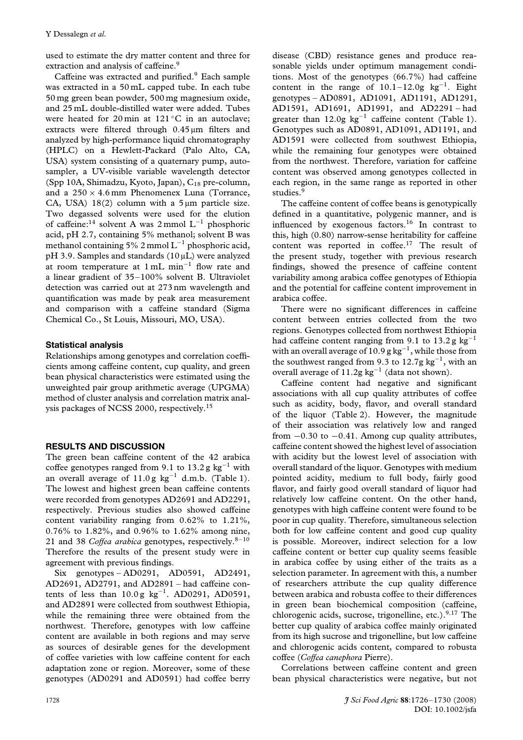used to estimate the dry matter content and three for extraction and analysis of caffeine.[9]

Caffeine was extracted and purified.[9] Each sample was extracted in a 50 mL capped tube. In each tube 50 mg green bean powder, 500 mg magnesium oxide, and 25 mL double-distilled water were added. Tubes were heated for 20 min at 121 °C in an autoclave; extracts were filtered through 0.45 µm filters and analyzed by high-performance liquid chromatography (HPLC) on a Hewlett-Packard (Palo Alto, CA, USA) system consisting of a quaternary pump, autosampler, a UV-visible variable wavelength detector (Spp 10A, Shimadzu, Kyoto, Japan), $C_{18}$ pre-column, and a 250 × 4.6 mm Phenomenex Luna (Torrance, CA, USA) 18(2) column with a 5 µm particle size. Two degassed solvents were used for the elution of caffeine:[14] solvent A was 2 mmol $L^{-1}$ phosphoric acid, pH 2.7, containing 5% methanol; solvent B was methanol containing 5% 2 mmol $L^{-1}$ phosphoric acid, pH 3.9. Samples and standards (10 µL) were analyzed at room temperature at 1 mL $min^{-1}$ flow rate and a linear gradient of 35–100% solvent B. Ultraviolet detection was carried out at 273 nm wavelength and quantification was made by peak area measurement and comparison with a caffeine standard (Sigma Chemical Co., St Louis, Missouri, MO, USA).

### Statistical analysis

Relationships among genotypes and correlation coefficients among caffeine content, cup quality, and green bean physical characteristics were estimated using the unweighted pair group arithmetic average (UPGMA) method of cluster analysis and correlation matrix analysis packages of NCSS 2000, respectively.[15]

## RESULTS AND DISCUSSION

The green bean caffeine content of the 42 arabica coffee genotypes ranged from 9.1 to 13.2 g $kg^{-1}$ with an overall average of 11.0 g $kg^{-1}$ d.m.b. (Table 1). The lowest and highest green bean caffeine contents were recorded from genotypes AD2691 and AD2291, respectively. Previous studies also showed caffeine content variability ranging from 0.62% to 1.21%, 0.76% to 1.82%, and 0.96% to 1.62% among nine, 21 and 38 *Coffea arabica* genotypes, respectively.[8–10] Therefore the results of the present study were in agreement with previous findings.

Six genotypes – AD0291, AD0591, AD2491, AD2691, AD2791, and AD2891 – had caffeine contents of less than 10.0 g $kg^{-1}$. AD0291, AD0591, and AD2891 were collected from southwest Ethiopia, while the remaining three were obtained from the northwest. Therefore, genotypes with low caffeine content are available in both regions and may serve as sources of desirable genes for the development of coffee varieties with low caffeine content for each adaptation zone or region. Moreover, some of these genotypes (AD0291 and AD0591) had coffee berry disease (CBD) resistance genes and produce reasonable yields under optimum management conditions. Most of the genotypes (66.7%) had caffeine content in the range of 10.1–12.0g $kg^{-1}$. Eight genotypes – AD0891, AD1091, AD1191, AD1291, AD1591, AD1691, AD1991, and AD2291 – had greater than 12.0g $kg^{-1}$ caffeine content (Table 1). Genotypes such as AD0891, AD1091, AD1191, and AD1591 were collected from southwest Ethiopia, while the remaining four genotypes were obtained from the northwest. Therefore, variation for caffeine content was observed among genotypes collected in each region, in the same range as reported in other studies.[9]

The caffeine content of coffee beans is genotypically defined in a quantitative, polygenic manner, and is influenced by exogenous factors.[16] In contrast to this, high (0.80) narrow-sense heritability for caffeine content was reported in coffee.[17] The result of the present study, together with previous research findings, showed the presence of caffeine content variability among arabica coffee genotypes of Ethiopia and the potential for caffeine content improvement in arabica coffee.

There were no significant differences in caffeine content between entries collected from the two regions. Genotypes collected from northwest Ethiopia had caffeine content ranging from 9.1 to 13.2 g $kg^{-1}$ with an overall average of 10.9 g $kg^{-1}$, while those from the southwest ranged from 9.3 to 12.7g $kg^{-1}$, with an overall average of 11.2g $kg^{-1}$ (data not shown).

Caffeine content had negative and significant associations with all cup quality attributes of coffee such as acidity, body, flavor, and overall standard of the liquor (Table 2). However, the magnitude of their association was relatively low and ranged from −0.30 to −0.41. Among cup quality attributes, caffeine content showed the highest level of association with acidity but the lowest level of association with overall standard of the liquor. Genotypes with medium pointed acidity, medium to full body, fairly good flavor, and fairly good overall standard of liquor had relatively low caffeine content. On the other hand, genotypes with high caffeine content were found to be poor in cup quality. Therefore, simultaneous selection both for low caffeine content and good cup quality is possible. Moreover, indirect selection for a low caffeine content or better cup quality seems feasible in arabica coffee by using either of the traits as a selection parameter. In agreement with this, a number of researchers attribute the cup quality difference between arabica and robusta coffee to their differences in green bean biochemical composition (caffeine, chlorogenic acids, sucrose, trigonelline, etc.).[9,17] The better cup quality of arabica coffee mainly originated from its high sucrose and trigonelline, but low caffeine and chlorogenic acids content, compared to robusta coffee (*Coffea canephora* Pierre).

Correlations between caffeine content and green bean physical characteristics were negative, but not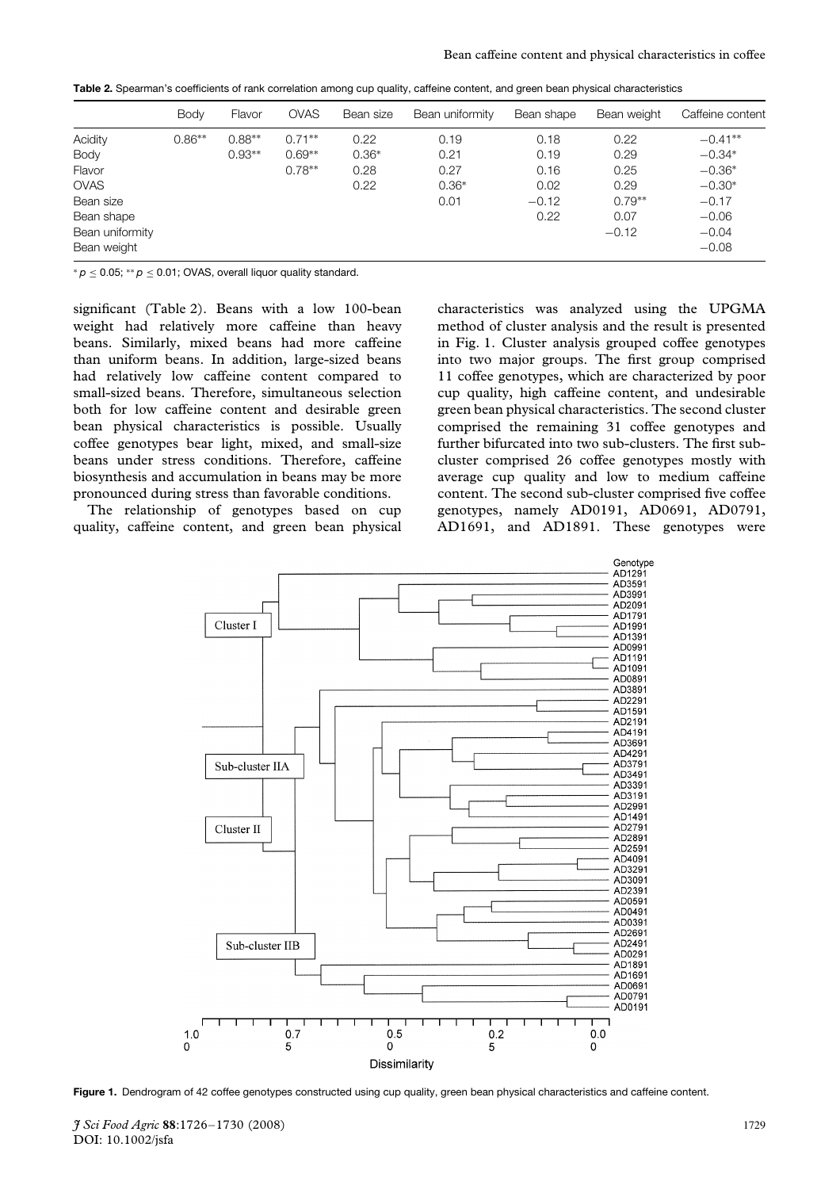**Table 2.** Spearman's coefficients of rank correlation among cup quality, caffeine content, and green bean physical characteristics

| | Body | Flavor | OVAS | Bean size | Bean uniformity | Bean shape | Bean weight | Caffeine content |
|---|---|---|---|---|---|---|---|---|
| Acidity | 0.86** | 0.88** | 0.71** | 0.22 | 0.19 | 0.18 | 0.22 | −0.41** |
| Body | | 0.93** | 0.69** | 0.36* | 0.21 | 0.19 | 0.29 | −0.34* |
| Flavor | | | 0.78** | 0.28 | 0.27 | 0.16 | 0.25 | −0.36* |
| OVAS | | | | 0.22 | 0.36* | 0.02 | 0.29 | −0.30* |
| Bean size | | | | | 0.01 | −0.12 | 0.79** | −0.17 |
| Bean shape | | | | | | 0.22 | 0.07 | −0.06 |
| Bean uniformity | | | | | | | −0.12 | −0.04 |
| Bean weight | | | | | | | | −0.08 |

* $p \leq 0.05$; ** $p \leq 0.01$; OVAS, overall liquor quality standard.

significant (Table 2). Beans with a low 100-bean weight had relatively more caffeine than heavy beans. Similarly, mixed beans had more caffeine than uniform beans. In addition, large-sized beans had relatively low caffeine content compared to small-sized beans. Therefore, simultaneous selection both for low caffeine content and desirable green bean physical characteristics is possible. Usually coffee genotypes bear light, mixed, and small-size beans under stress conditions. Therefore, caffeine biosynthesis and accumulation in beans may be more pronounced during stress than favorable conditions.

The relationship of genotypes based on cup quality, caffeine content, and green bean physical characteristics was analyzed using the UPGMA method of cluster analysis and the result is presented in Fig. 1. Cluster analysis grouped coffee genotypes into two major groups. The first group comprised 11 coffee genotypes, which are characterized by poor cup quality, high caffeine content, and undesirable green bean physical characteristics. The second cluster comprised the remaining 31 coffee genotypes and further bifurcated into two sub-clusters. The first sub-cluster comprised 26 coffee genotypes mostly with average cup quality and low to medium caffeine content. The second sub-cluster comprised five coffee genotypes, namely AD0191, AD0691, AD0791, AD1691, and AD1891. These genotypes were

Genotype
AD1291
AD3591
AD3991
AD2091
AD1791
AD1991
AD1391
AD0991
AD1191
AD1091
AD0891
AD3891
AD2291
AD1591
AD2191
AD4191
AD3691
AD4291
AD3791
AD3491
AD3391
AD3191
AD2991
AD1491
AD2791
AD2891
AD2591
AD4091
AD3291
AD3091
AD2391
AD0591
AD0491
AD0391
AD2691
AD2491
AD0291
AD1891
AD1691
AD0691
AD0791
AD0191

Cluster I
Sub-cluster IIA
Cluster II
Sub-cluster IIB

1.00
0.75
0.50
0.25
0.00
Dissimilarity

**Figure 1.** Dendrogram of 42 coffee genotypes constructed using cup quality, green bean physical characteristics and caffeine content.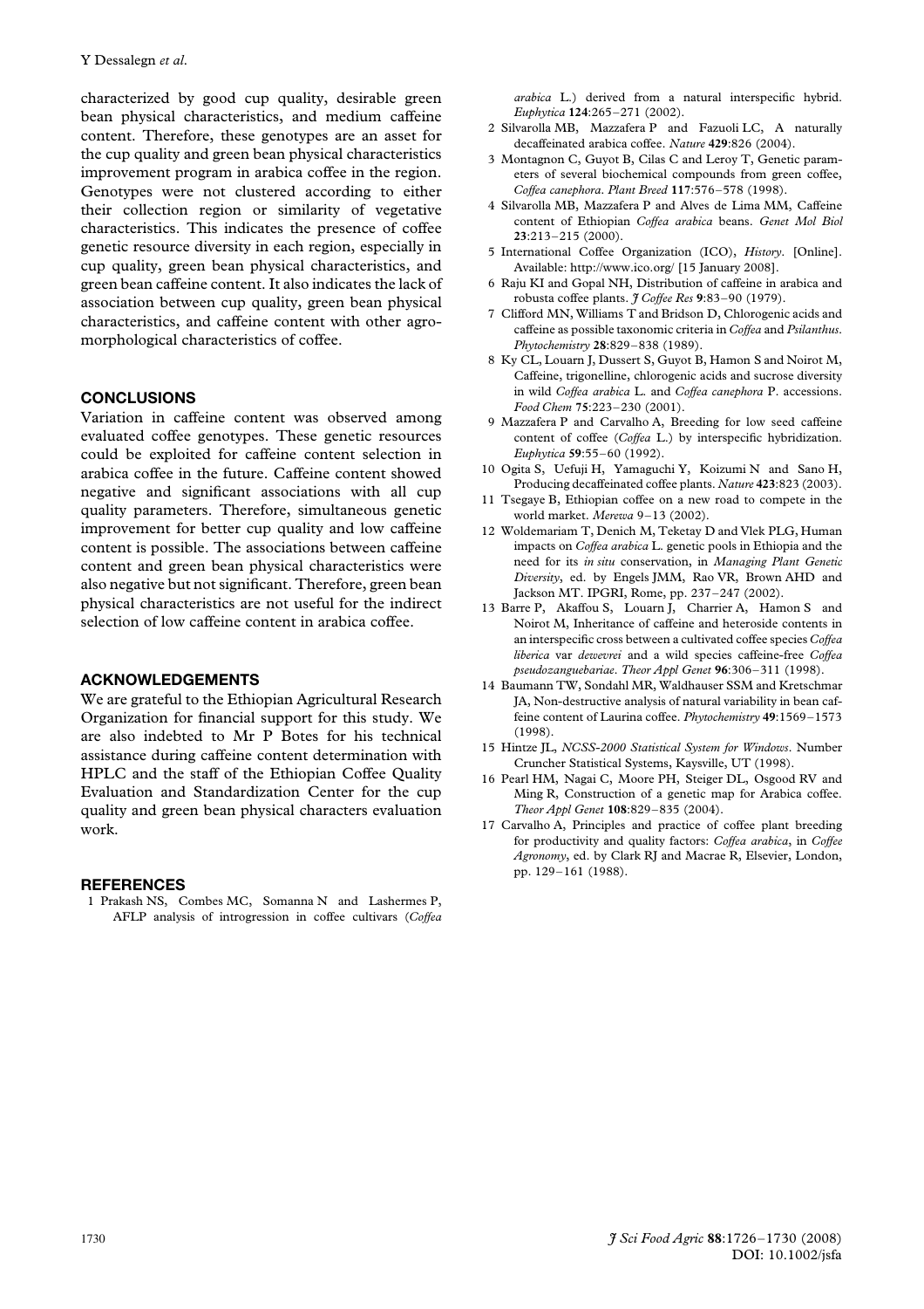characterized by good cup quality, desirable green bean physical characteristics, and medium caffeine content. Therefore, these genotypes are an asset for the cup quality and green bean physical characteristics improvement program in arabica coffee in the region. Genotypes were not clustered according to either their collection region or similarity of vegetative characteristics. This indicates the presence of coffee genetic resource diversity in each region, especially in cup quality, green bean physical characteristics, and green bean caffeine content. It also indicates the lack of association between cup quality, green bean physical characteristics, and caffeine content with other agro-morphological characteristics of coffee.

## CONCLUSIONS

Variation in caffeine content was observed among evaluated coffee genotypes. These genetic resources could be exploited for caffeine content selection in arabica coffee in the future. Caffeine content showed negative and significant associations with all cup quality parameters. Therefore, simultaneous genetic improvement for better cup quality and low caffeine content is possible. The associations between caffeine content and green bean physical characteristics were also negative but not significant. Therefore, green bean physical characteristics are not useful for the indirect selection of low caffeine content in arabica coffee.

## ACKNOWLEDGEMENTS

We are grateful to the Ethiopian Agricultural Research Organization for financial support for this study. We are also indebted to Mr P Botes for his technical assistance during caffeine content determination with HPLC and the staff of the Ethiopian Coffee Quality Evaluation and Standardization Center for the cup quality and green bean physical characters evaluation work.

## REFERENCES

1 Prakash NS, Combes MC, Somanna N and Lashermes P, AFLP analysis of introgression in coffee cultivars (*Coffea arabica* L.) derived from a natural interspecific hybrid. *Euphytica* **124**:265–271 (2002).

2 Silvarolla MB, Mazzafera P and Fazuoli LC, A naturally decaffeinated arabica coffee. *Nature* **429**:826 (2004).

3 Montagnon C, Guyot B, Cilas C and Leroy T, Genetic parameters of several biochemical compounds from green coffee, *Coffea canephora*. *Plant Breed* **117**:576–578 (1998).

4 Silvarolla MB, Mazzafera P and Alves de Lima MM, Caffeine content of Ethiopian *Coffea arabica* beans. *Genet Mol Biol* **23**:213–215 (2000).

5 International Coffee Organization (ICO), *History*. [Online]. Available: http://www.ico.org/ [15 January 2008].

6 Raju KI and Gopal NH, Distribution of caffeine in arabica and robusta coffee plants. *J Coffee Res* **9**:83–90 (1979).

7 Clifford MN, Williams T and Bridson D, Chlorogenic acids and caffeine as possible taxonomic criteria in *Coffea* and *Psilanthus*. *Phytochemistry* **28**:829–838 (1989).

8 Ky CL, Louarn J, Dussert S, Guyot B, Hamon S and Noirot M, Caffeine, trigonelline, chlorogenic acids and sucrose diversity in wild *Coffea arabica* L. and *Coffea canephora* P. accessions. *Food Chem* **75**:223–230 (2001).

9 Mazzafera P and Carvalho A, Breeding for low seed caffeine content of coffee (*Coffea* L.) by interspecific hybridization. *Euphytica* **59**:55–60 (1992).

10 Ogita S, Uefuji H, Yamaguchi Y, Koizumi N and Sano H, Producing decaffeinated coffee plants. *Nature* **423**:823 (2003).

11 Tsegaye B, Ethiopian coffee on a new road to compete in the world market. *Merewa* 9–13 (2002).

12 Woldemariam T, Denich M, Teketay D and Vlek PLG, Human impacts on *Coffea arabica* L. genetic pools in Ethiopia and the need for its *in situ* conservation, in *Managing Plant Genetic Diversity*, ed. by Engels JMM, Rao VR, Brown AHD and Jackson MT. IPGRI, Rome, pp. 237–247 (2002).

13 Barre P, Akaffou S, Louarn J, Charrier A, Hamon S and Noirot M, Inheritance of caffeine and heteroside contents in an interspecific cross between a cultivated coffee species *Coffea liberica* var *dewevrei* and a wild species caffeine-free *Coffea pseudozanguebariae*. *Theor Appl Genet* **96**:306–311 (1998).

14 Baumann TW, Sondahl MR, Waldhauser SSM and Kretschmar JA, Non-destructive analysis of natural variability in bean caffeine content of Laurina coffee. *Phytochemistry* **49**:1569–1573 (1998).

15 Hintze JL, *NCSS-2000 Statistical System for Windows*. Number Cruncher Statistical Systems, Kaysville, UT (1998).

16 Pearl HM, Nagai C, Moore PH, Steiger DL, Osgood RV and Ming R, Construction of a genetic map for Arabica coffee. *Theor Appl Genet* **108**:829–835 (2004).

17 Carvalho A, Principles and practice of coffee plant breeding for productivity and quality factors: *Coffea arabica*, in *Coffee Agronomy*, ed. by Clark RJ and Macrae R, Elsevier, London, pp. 129–161 (1988).